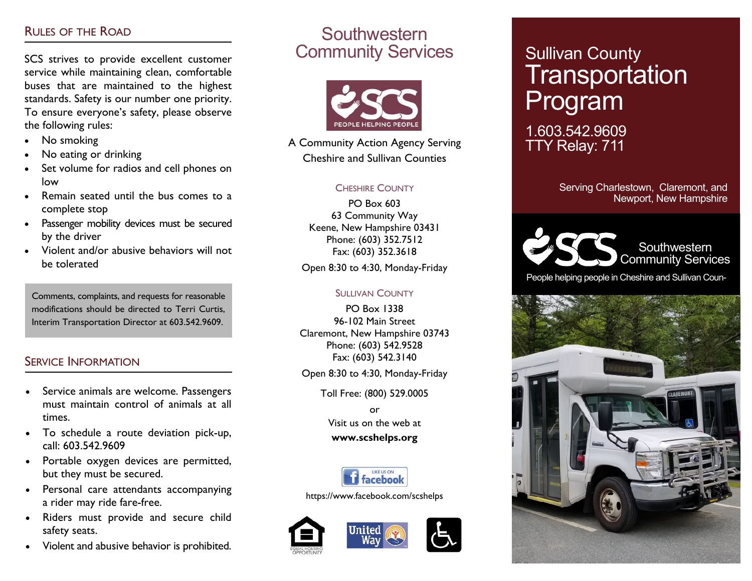## Rules of the Road

SCS strives to provide excellent customer service while maintaining clean, comfortable buses that are maintained to the highest standards. Safety is our number one priority. To ensure everyone's safety, please observe the following rules:

- No smoking
- No eating or drinking
- Set volume for radios and cell phones on low
- Remain seated until the bus comes to a complete stop
- Passenger mobility devices must be secured by the driver
- Violent and/or abusive behaviors will not be tolerated

Comments, complaints, and requests for reasonable modifications should be directed to Terri Curtis, Interim Transportation Director at 603.542.9609.

## Service Information

- Service animals are welcome. Passengers must maintain control of animals at all times.
- To schedule a route deviation pick-up, call: 603.542.9609
- Portable oxygen devices are permitted, but they must be secured.
- Personal care attendants accompanying a rider may ride fare-free.
- Riders must provide and secure child safety seats.
- Violent and abusive behavior is prohibited.

# Southwestern Community Services

SCS — PEOPLE HELPING PEOPLE

A Community Action Agency Serving Cheshire and Sullivan Counties

### Cheshire County

PO Box 603
63 Community Way
Keene, New Hampshire 03431
Phone: (603) 352.7512
Fax: (603) 352.3618

Open 8:30 to 4:30, Monday-Friday

### Sullivan County

PO Box 1338
96-102 Main Street
Claremont, New Hampshire 03743
Phone: (603) 542.9528
Fax: (603) 542.3140

Open 8:30 to 4:30, Monday-Friday

Toll Free: (800) 529.0005

or

Visit us on the web at

**www.scshelps.org**

Like us on facebook

https://www.facebook.com/scshelps

EQUAL HOUSING OPPORTUNITY

United Way

# Sullivan County Transportation Program

1.603.542.9609
TTY Relay: 711

Serving Charlestown, Claremont, and Newport, New Hampshire

SCS Southwestern Community Services

People helping people in Cheshire and Sullivan Coun-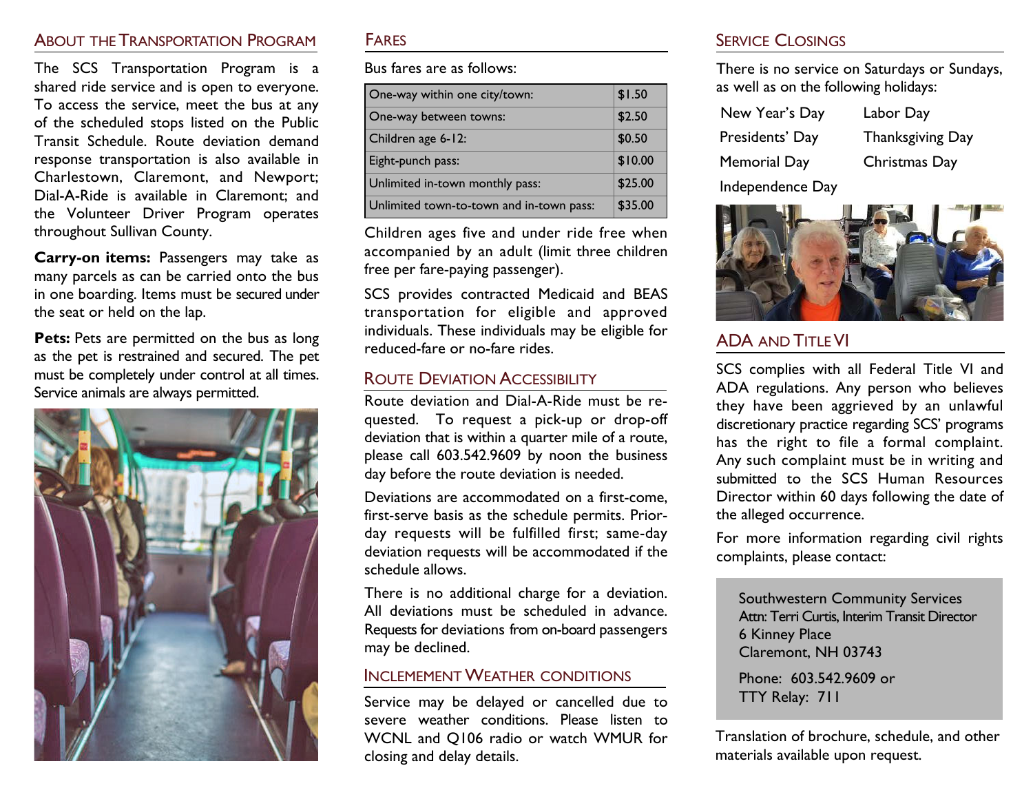## About the Transportation Program

The SCS Transportation Program is a shared ride service and is open to everyone. To access the service, meet the bus at any of the scheduled stops listed on the Public Transit Schedule. Route deviation demand response transportation is also available in Charlestown, Claremont, and Newport; Dial-A-Ride is available in Claremont; and the Volunteer Driver Program operates throughout Sullivan County.

**Carry-on items:** Passengers may take as many parcels as can be carried onto the bus in one boarding. Items must be secured under the seat or held on the lap.

**Pets:** Pets are permitted on the bus as long as the pet is restrained and secured. The pet must be completely under control at all times. Service animals are always permitted.

## Fares

Bus fares are as follows:

| | |
|---|---|
| One-way within one city/town: | $1.50 |
| One-way between towns: | $2.50 |
| Children age 6-12: | $0.50 |
| Eight-punch pass: | $10.00 |
| Unlimited in-town monthly pass: | $25.00 |
| Unlimited town-to-town and in-town pass: | $35.00 |

Children ages five and under ride free when accompanied by an adult (limit three children free per fare-paying passenger).

SCS provides contracted Medicaid and BEAS transportation for eligible and approved individuals. These individuals may be eligible for reduced-fare or no-fare rides.

## Route Deviation Accessibility

Route deviation and Dial-A-Ride must be requested. To request a pick-up or drop-off deviation that is within a quarter mile of a route, please call 603.542.9609 by noon the business day before the route deviation is needed.

Deviations are accommodated on a first-come, first-serve basis as the schedule permits. Prior-day requests will be fulfilled first; same-day deviation requests will be accommodated if the schedule allows.

There is no additional charge for a deviation. All deviations must be scheduled in advance. Requests for deviations from on-board passengers may be declined.

## Inclemement Weather conditions

Service may be delayed or cancelled due to severe weather conditions. Please listen to WCNL and Q106 radio or watch WMUR for closing and delay details.

## Service Closings

There is no service on Saturdays or Sundays, as well as on the following holidays:

- New Year's Day
- Presidents' Day
- Memorial Day
- Independence Day
- Labor Day
- Thanksgiving Day
- Christmas Day

## ADA and Title VI

SCS complies with all Federal Title VI and ADA regulations. Any person who believes they have been aggrieved by an unlawful discretionary practice regarding SCS' programs has the right to file a formal complaint. Any such complaint must be in writing and submitted to the SCS Human Resources Director within 60 days following the date of the alleged occurrence.

For more information regarding civil rights complaints, please contact:

Southwestern Community Services
Attn: Terri Curtis, Interim Transit Director
6 Kinney Place
Claremont, NH 03743

Phone: 603.542.9609 or
TTY Relay: 711

Translation of brochure, schedule, and other materials available upon request.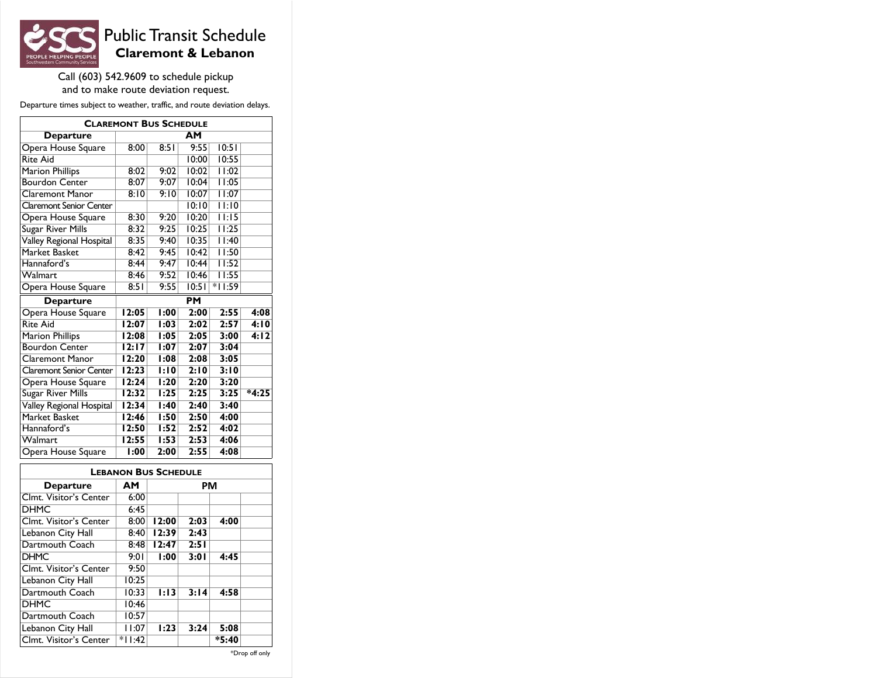# Public Transit Schedule

## Claremont & Lebanon

Call (603) 542.9609 to schedule pickup and to make route deviation request.

Departure times subject to weather, traffic, and route deviation delays.

### Claremont Bus Schedule

| Departure | AM | | | | |
|---|---|---|---|---|---|
| Opera House Square | 8:00 | 8:51 | 9:55 | 10:51 | |
| Rite Aid | | | 10:00 | 10:55 | |
| Marion Phillips | 8:02 | 9:02 | 10:02 | 11:02 | |
| Bourdon Center | 8:07 | 9:07 | 10:04 | 11:05 | |
| Claremont Manor | 8:10 | 9:10 | 10:07 | 11:07 | |
| Claremont Senior Center | | | 10:10 | 11:10 | |
| Opera House Square | 8:30 | 9:20 | 10:20 | 11:15 | |
| Sugar River Mills | 8:32 | 9:25 | 10:25 | 11:25 | |
| Valley Regional Hospital | 8:35 | 9:40 | 10:35 | 11:40 | |
| Market Basket | 8:42 | 9:45 | 10:42 | 11:50 | |
| Hannaford's | 8:44 | 9:47 | 10:44 | 11:52 | |
| Walmart | 8:46 | 9:52 | 10:46 | 11:55 | |
| Opera House Square | 8:51 | 9:55 | 10:51 | *11:59 | |
| **Departure** | **PM** | | | | |
| Opera House Square | **12:05** | **1:00** | **2:00** | **2:55** | **4:08** |
| Rite Aid | **12:07** | **1:03** | **2:02** | **2:57** | **4:10** |
| Marion Phillips | **12:08** | **1:05** | **2:05** | **3:00** | **4:12** |
| Bourdon Center | **12:17** | **1:07** | **2:07** | **3:04** | |
| Claremont Manor | **12:20** | **1:08** | **2:08** | **3:05** | |
| Claremont Senior Center | **12:23** | **1:10** | **2:10** | **3:10** | |
| Opera House Square | **12:24** | **1:20** | **2:20** | **3:20** | |
| Sugar River Mills | **12:32** | **1:25** | **2:25** | **3:25** | ***4:25** |
| Valley Regional Hospital | **12:34** | **1:40** | **2:40** | **3:40** | |
| Market Basket | **12:46** | **1:50** | **2:50** | **4:00** | |
| Hannaford's | **12:50** | **1:52** | **2:52** | **4:02** | |
| Walmart | **12:55** | **1:53** | **2:53** | **4:06** | |
| Opera House Square | **1:00** | **2:00** | **2:55** | **4:08** | |

### Lebanon Bus Schedule

| Departure | AM | PM | | | |
|---|---|---|---|---|---|
| Clmt. Visitor's Center | 6:00 | | | | |
| DHMC | 6:45 | | | | |
| Clmt. Visitor's Center | 8:00 | **12:00** | **2:03** | **4:00** | |
| Lebanon City Hall | 8:40 | **12:39** | **2:43** | | |
| Dartmouth Coach | 8:48 | **12:47** | **2:51** | | |
| DHMC | 9:01 | **1:00** | **3:01** | **4:45** | |
| Clmt. Visitor's Center | 9:50 | | | | |
| Lebanon City Hall | 10:25 | | | | |
| Dartmouth Coach | 10:33 | **1:13** | **3:14** | **4:58** | |
| DHMC | 10:46 | | | | |
| Dartmouth Coach | 10:57 | | | | |
| Lebanon City Hall | 11:07 | **1:23** | **3:24** | **5:08** | |
| Clmt. Visitor's Center | *11:42 | | | ***5:40** | |

*Drop off only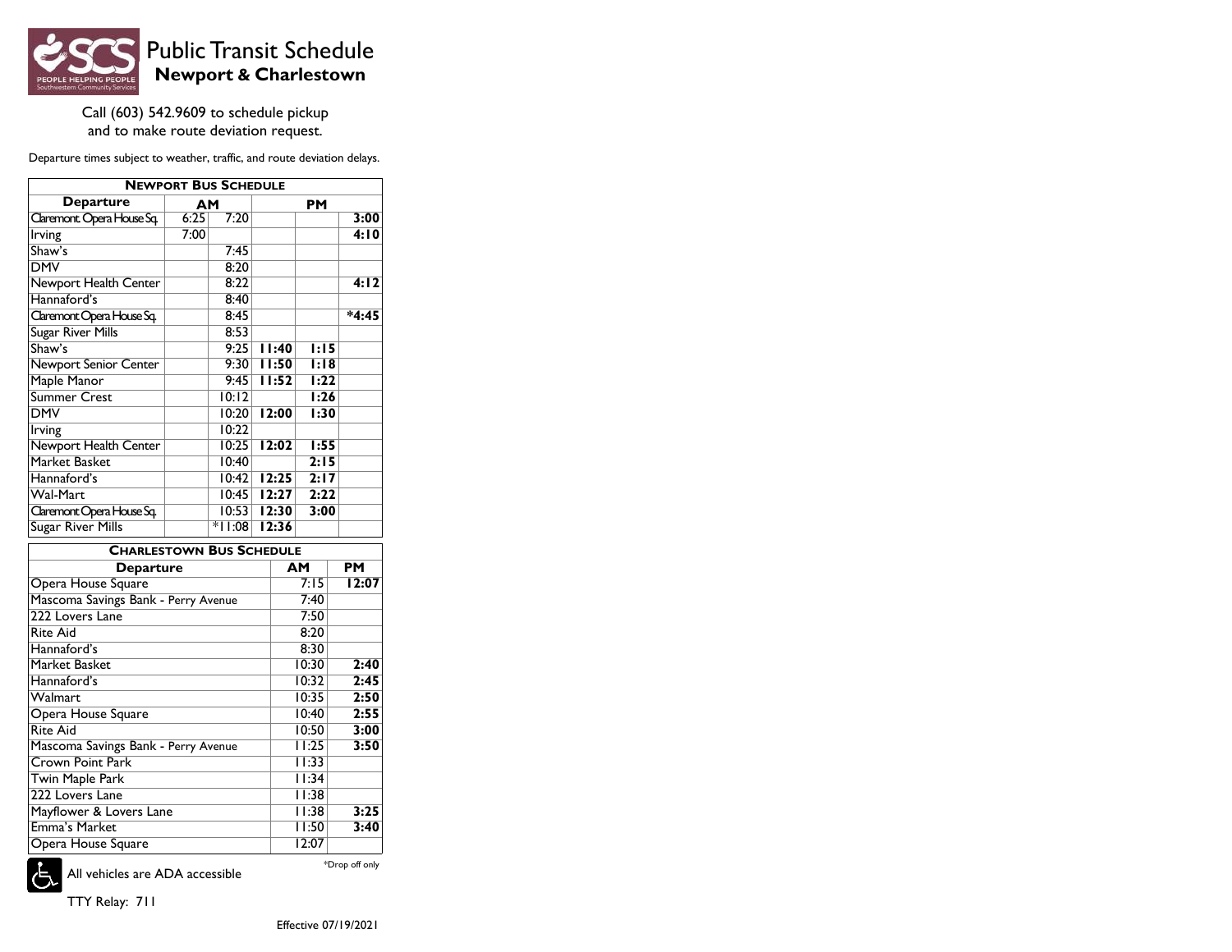# Public Transit Schedule
## Newport & Charlestown

Call (603) 542.9609 to schedule pickup and to make route deviation request.

Departure times subject to weather, traffic, and route deviation delays.

**NEWPORT BUS SCHEDULE**

| Departure | AM | | PM | | |
|---|---|---|---|---|---|
| Claremont Opera House Sq. | 6:25 | 7:20 | | | **3:00** |
| Irving | 7:00 | | | | **4:10** |
| Shaw's | | 7:45 | | | |
| DMV | | 8:20 | | | |
| Newport Health Center | | 8:22 | | | **4:12** |
| Hannaford's | | 8:40 | | | |
| Claremont Opera House Sq. | | 8:45 | | | ***4:45** |
| Sugar River Mills | | 8:53 | | | |
| Shaw's | | 9:25 | **11:40** | **1:15** | |
| Newport Senior Center | | 9:30 | **11:50** | **1:18** | |
| Maple Manor | | 9:45 | **11:52** | **1:22** | |
| Summer Crest | | 10:12 | | **1:26** | |
| DMV | | 10:20 | **12:00** | **1:30** | |
| Irving | | 10:22 | | | |
| Newport Health Center | | 10:25 | **12:02** | **1:55** | |
| Market Basket | | 10:40 | | **2:15** | |
| Hannaford's | | 10:42 | **12:25** | **2:17** | |
| Wal-Mart | | 10:45 | **12:27** | **2:22** | |
| Claremont Opera House Sq. | | 10:53 | **12:30** | **3:00** | |
| Sugar River Mills | | *11:08 | **12:36** | | |

**CHARLESTOWN BUS SCHEDULE**

| Departure | AM | PM |
|---|---|---|
| Opera House Square | 7:15 | **12:07** |
| Mascoma Savings Bank - Perry Avenue | 7:40 | |
| 222 Lovers Lane | 7:50 | |
| Rite Aid | 8:20 | |
| Hannaford's | 8:30 | |
| Market Basket | 10:30 | **2:40** |
| Hannaford's | 10:32 | **2:45** |
| Walmart | 10:35 | **2:50** |
| Opera House Square | 10:40 | **2:55** |
| Rite Aid | 10:50 | **3:00** |
| Mascoma Savings Bank - Perry Avenue | 11:25 | **3:50** |
| Crown Point Park | 11:33 | |
| Twin Maple Park | 11:34 | |
| 222 Lovers Lane | 11:38 | |
| Mayflower & Lovers Lane | 11:38 | **3:25** |
| Emma's Market | 11:50 | **3:40** |
| Opera House Square | 12:07 | |

*Drop off only

All vehicles are ADA accessible

TTY Relay: 711

Effective 07/19/2021